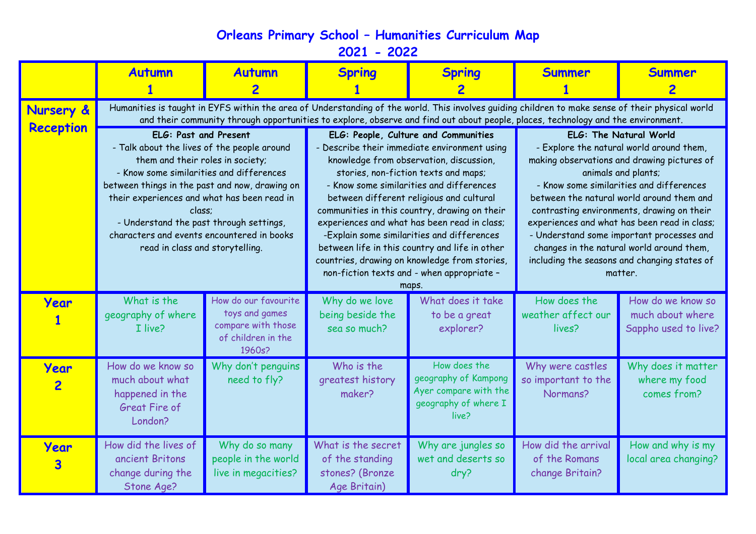# Orleans Primary School – Humanities Curriculum Map
## 2021 - 2022

| | Autumn 1 | Autumn 2 | Spring 1 | Spring 2 | Summer 1 | Summer 2 |
|---|---|---|---|---|---|---|
| Nursery & Reception | Humanities is taught in EYFS within the area of Understanding of the world. This involves guiding children to make sense of their physical world and their community through opportunities to explore, observe and find out about people, places, technology and the environment. | | | | | |
| | **ELG: Past and Present**<br>- Talk about the lives of the people around them and their roles in society;<br>- Know some similarities and differences between things in the past and now, drawing on their experiences and what has been read in class;<br>- Understand the past through settings, characters and events encountered in books read in class and storytelling. | | **ELG: People, Culture and Communities**<br>- Describe their immediate environment using knowledge from observation, discussion, stories, non-fiction texts and maps;<br>- Know some similarities and differences between different religious and cultural communities in this country, drawing on their experiences and what has been read in class;<br>-Explain some similarities and differences between life in this country and life in other countries, drawing on knowledge from stories, non-fiction texts and - when appropriate – maps. | | **ELG: The Natural World**<br>- Explore the natural world around them, making observations and drawing pictures of animals and plants;<br>- Know some similarities and differences between the natural world around them and contrasting environments, drawing on their experiences and what has been read in class;<br>- Understand some important processes and changes in the natural world around them, including the seasons and changing states of matter. | |
| Year 1 | What is the geography of where I live? | How do our favourite toys and games compare with those of children in the 1960s? | Why do we love being beside the sea so much? | What does it take to be a great explorer? | How does the weather affect our lives? | How do we know so much about where Sappho used to live? |
| Year 2 | How do we know so much about what happened in the Great Fire of London? | Why don't penguins need to fly? | Who is the greatest history maker? | How does the geography of Kampong Ayer compare with the geography of where I live? | Why were castles so important to the Normans? | Why does it matter where my food comes from? |
| Year 3 | How did the lives of ancient Britons change during the Stone Age? | Why do so many people in the world live in megacities? | What is the secret of the standing stones? (Bronze Age Britain) | Why are jungles so wet and deserts so dry? | How did the arrival of the Romans change Britain? | How and why is my local area changing? |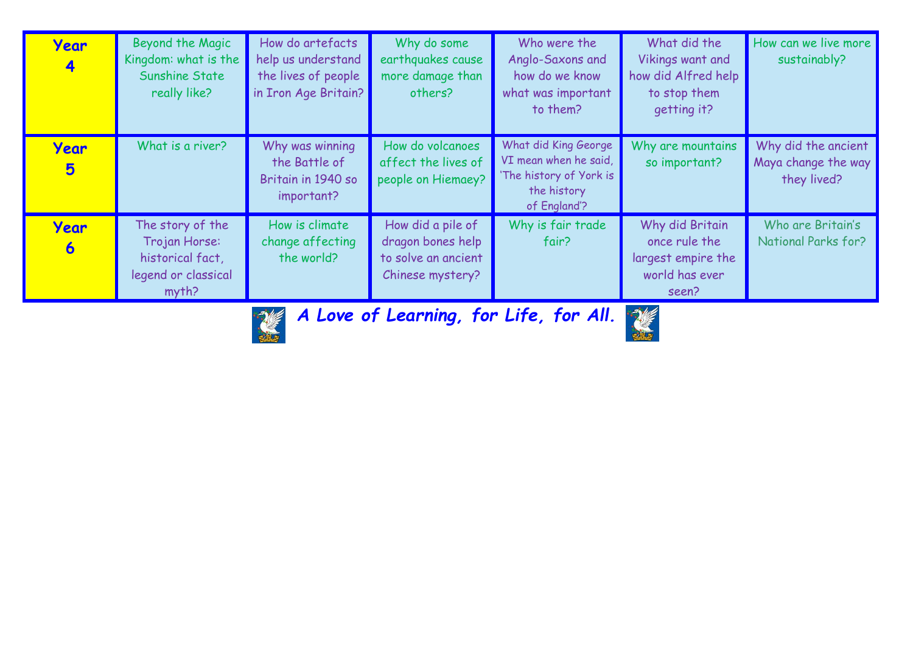| | | | | | | |
|---|---|---|---|---|---|---|
| **Year 4** | Beyond the Magic Kingdom: what is the Sunshine State really like? | How do artefacts help us understand the lives of people in Iron Age Britain? | Why do some earthquakes cause more damage than others? | Who were the Anglo-Saxons and how do we know what was important to them? | What did the Vikings want and how did Alfred help to stop them getting it? | How can we live more sustainably? |
| **Year 5** | What is a river? | Why was winning the Battle of Britain in 1940 so important? | How do volcanoes affect the lives of people on Hiemaey? | What did King George VI mean when he said, 'The history of York is the history of England'? | Why are mountains so important? | Why did the ancient Maya change the way they lived? |
| **Year 6** | The story of the Trojan Horse: historical fact, legend or classical myth? | How is climate change affecting the world? | How did a pile of dragon bones help to solve an ancient Chinese mystery? | Why is fair trade fair? | Why did Britain once rule the largest empire the world has ever seen? | Who are Britain's National Parks for? |

***A Love of Learning, for Life, for All.***